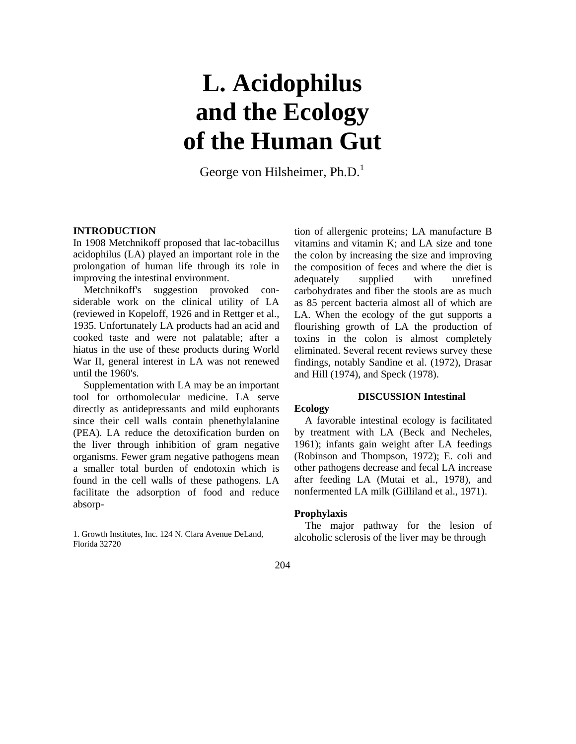# L. Acidophilus and the Ecology of the Human Gut

George von Hilsheimer, Ph.D.[1]

## INTRODUCTION

In 1908 Metchnikoff proposed that lac-tobacillus acidophilus (LA) played an important role in the prolongation of human life through its role in improving the intestinal environment.

Metchnikoff's suggestion provoked considerable work on the clinical utility of LA (reviewed in Kopeloff, 1926 and in Rettger et al., 1935. Unfortunately LA products had an acid and cooked taste and were not palatable; after a hiatus in the use of these products during World War II, general interest in LA was not renewed until the 1960's.

Supplementation with LA may be an important tool for orthomolecular medicine. LA serve directly as antidepressants and mild euphorants since their cell walls contain phenethylalanine (PEA). LA reduce the detoxification burden on the liver through inhibition of gram negative organisms. Fewer gram negative pathogens mean a smaller total burden of endotoxin which is found in the cell walls of these pathogens. LA facilitate the adsorption of food and reduce absorption of allergenic proteins; LA manufacture B vitamins and vitamin K; and LA size and tone the colon by increasing the size and improving the composition of feces and where the diet is adequately supplied with unrefined carbohydrates and fiber the stools are as much as 85 percent bacteria almost all of which are LA. When the ecology of the gut supports a flourishing growth of LA the production of toxins in the colon is almost completely eliminated. Several recent reviews survey these findings, notably Sandine et al. (1972), Drasar and Hill (1974), and Speck (1978).

## DISCUSSION

### Intestinal Ecology

A favorable intestinal ecology is facilitated by treatment with LA (Beck and Necheles, 1961); infants gain weight after LA feedings (Robinson and Thompson, 1972); E. coli and other pathogens decrease and fecal LA increase after feeding LA (Mutai et al., 1978), and nonfermented LA milk (Gilliland et al., 1971).

### Prophylaxis

The major pathway for the lesion of alcoholic sclerosis of the liver may be through

1. Growth Institutes, Inc. 124 N. Clara Avenue DeLand, Florida 32720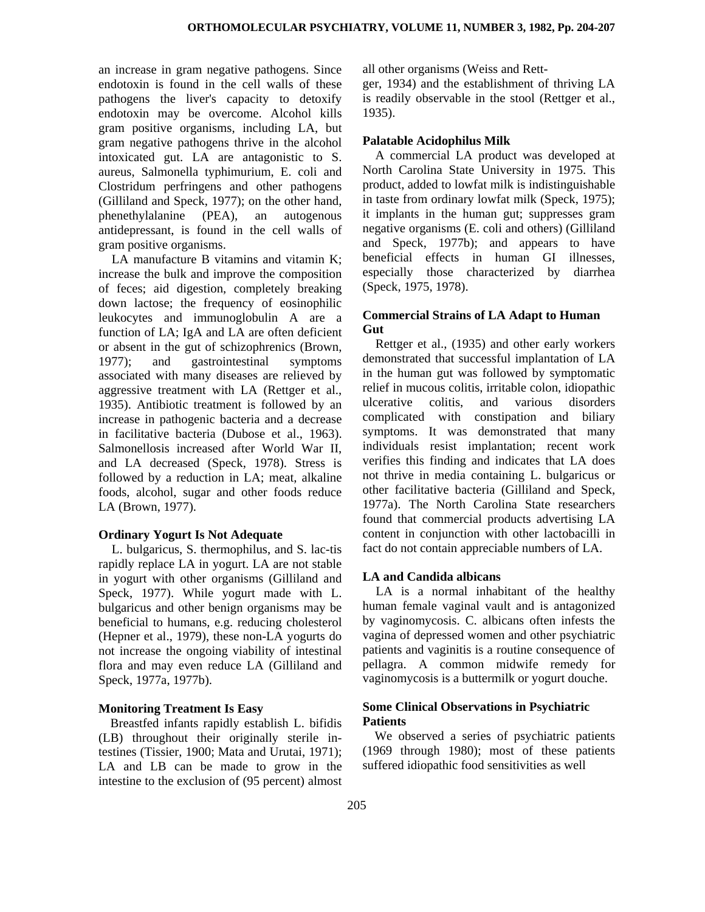an increase in gram negative pathogens. Since endotoxin is found in the cell walls of these pathogens the liver's capacity to detoxify endotoxin may be overcome. Alcohol kills gram positive organisms, including LA, but gram negative pathogens thrive in the alcohol intoxicated gut. LA are antagonistic to S. aureus, Salmonella typhimurium, E. coli and Clostridum perfringens and other pathogens (Gilliland and Speck, 1977); on the other hand, phenethylalanine (PEA), an autogenous antidepressant, is found in the cell walls of gram positive organisms.

LA manufacture B vitamins and vitamin K; increase the bulk and improve the composition of feces; aid digestion, completely breaking down lactose; the frequency of eosinophilic leukocytes and immunoglobulin A are a function of LA; IgA and LA are often deficient or absent in the gut of schizophrenics (Brown, 1977); and gastrointestinal symptoms associated with many diseases are relieved by aggressive treatment with LA (Rettger et al., 1935). Antibiotic treatment is followed by an increase in pathogenic bacteria and a decrease in facilitative bacteria (Dubose et al., 1963). Salmonellosis increased after World War II, and LA decreased (Speck, 1978). Stress is followed by a reduction in LA; meat, alkaline foods, alcohol, sugar and other foods reduce LA (Brown, 1977).

### Ordinary Yogurt Is Not Adequate

L. bulgaricus, S. thermophilus, and S. lac-tis rapidly replace LA in yogurt. LA are not stable in yogurt with other organisms (Gilliland and Speck, 1977). While yogurt made with L. bulgaricus and other benign organisms may be beneficial to humans, e.g. reducing cholesterol (Hepner et al., 1979), these non-LA yogurts do not increase the ongoing viability of intestinal flora and may even reduce LA (Gilliland and Speck, 1977a, 1977b).

### Monitoring Treatment Is Easy

Breastfed infants rapidly establish L. bifidis (LB) throughout their originally sterile in-testines (Tissier, 1900; Mata and Urutai, 1971); LA and LB can be made to grow in the intestine to the exclusion of (95 percent) almost all other organisms (Weiss and Rett-ger, 1934) and the establishment of thriving LA is readily observable in the stool (Rettger et al., 1935).

### Palatable Acidophilus Milk

A commercial LA product was developed at North Carolina State University in 1975. This product, added to lowfat milk is indistinguishable in taste from ordinary lowfat milk (Speck, 1975); it implants in the human gut; suppresses gram negative organisms (E. coli and others) (Gilliland and Speck, 1977b); and appears to have beneficial effects in human GI illnesses, especially those characterized by diarrhea (Speck, 1975, 1978).

### Commercial Strains of LA Adapt to Human Gut

Rettger et al., (1935) and other early workers demonstrated that successful implantation of LA in the human gut was followed by symptomatic relief in mucous colitis, irritable colon, idiopathic ulcerative colitis, and various disorders complicated with constipation and biliary symptoms. It was demonstrated that many individuals resist implantation; recent work verifies this finding and indicates that LA does not thrive in media containing L. bulgaricus or other facilitative bacteria (Gilliland and Speck, 1977a). The North Carolina State researchers found that commercial products advertising LA content in conjunction with other lactobacilli in fact do not contain appreciable numbers of LA.

### LA and Candida albicans

LA is a normal inhabitant of the healthy human female vaginal vault and is antagonized by vaginomycosis. C. albicans often infests the vagina of depressed women and other psychiatric patients and vaginitis is a routine consequence of pellagra. A common midwife remedy for vaginomycosis is a buttermilk or yogurt douche.

### Some Clinical Observations in Psychiatric Patients

We observed a series of psychiatric patients (1969 through 1980); most of these patients suffered idiopathic food sensitivities as well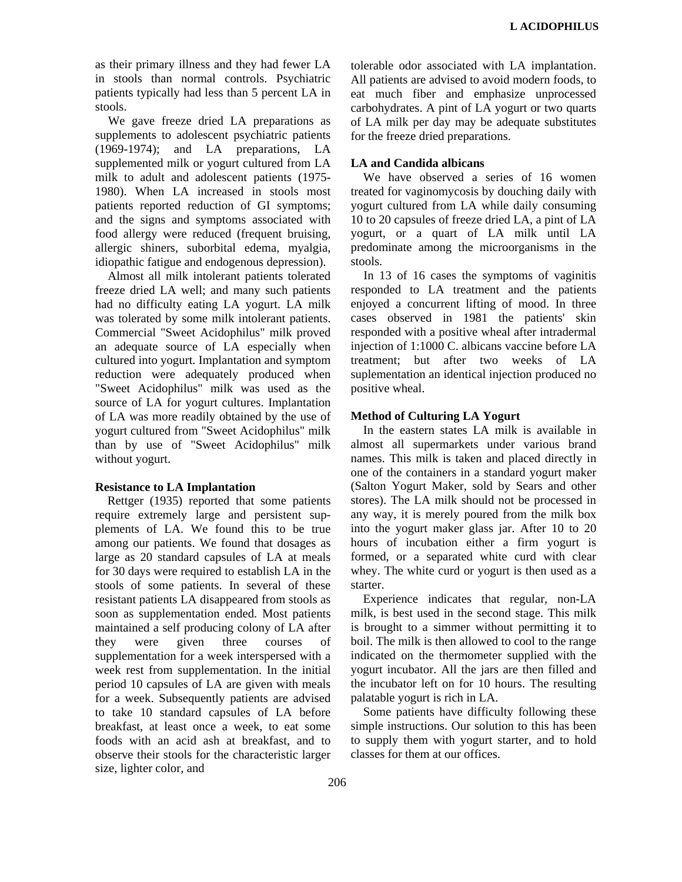as their primary illness and they had fewer LA in stools than normal controls. Psychiatric patients typically had less than 5 percent LA in stools.

We gave freeze dried LA preparations as supplements to adolescent psychiatric patients (1969-1974); and LA preparations, LA supplemented milk or yogurt cultured from LA milk to adult and adolescent patients (1975-1980). When LA increased in stools most patients reported reduction of GI symptoms; and the signs and symptoms associated with food allergy were reduced (frequent bruising, allergic shiners, suborbital edema, myalgia, idiopathic fatigue and endogenous depression).

Almost all milk intolerant patients tolerated freeze dried LA well; and many such patients had no difficulty eating LA yogurt. LA milk was tolerated by some milk intolerant patients. Commercial "Sweet Acidophilus" milk proved an adequate source of LA especially when cultured into yogurt. Implantation and symptom reduction were adequately produced when "Sweet Acidophilus" milk was used as the source of LA for yogurt cultures. Implantation of LA was more readily obtained by the use of yogurt cultured from "Sweet Acidophilus" milk than by use of "Sweet Acidophilus" milk without yogurt.

**Resistance to LA Implantation**

Rettger (1935) reported that some patients require extremely large and persistent supplements of LA. We found this to be true among our patients. We found that dosages as large as 20 standard capsules of LA at meals for 30 days were required to establish LA in the stools of some patients. In several of these resistant patients LA disappeared from stools as soon as supplementation ended. Most patients maintained a self producing colony of LA after they were given three courses of supplementation for a week interspersed with a week rest from supplementation. In the initial period 10 capsules of LA are given with meals for a week. Subsequently patients are advised to take 10 standard capsules of LA before breakfast, at least once a week, to eat some foods with an acid ash at breakfast, and to observe their stools for the characteristic larger size, lighter color, and tolerable odor associated with LA implantation. All patients are advised to avoid modern foods, to eat much fiber and emphasize unprocessed carbohydrates. A pint of LA yogurt or two quarts of LA milk per day may be adequate substitutes for the freeze dried preparations.

**LA and Candida albicans**

We have observed a series of 16 women treated for vaginomycosis by douching daily with yogurt cultured from LA while daily consuming 10 to 20 capsules of freeze dried LA, a pint of LA yogurt, or a quart of LA milk until LA predominate among the microorganisms in the stools.

In 13 of 16 cases the symptoms of vaginitis responded to LA treatment and the patients enjoyed a concurrent lifting of mood. In three cases observed in 1981 the patients' skin responded with a positive wheal after intradermal injection of 1:1000 C. albicans vaccine before LA treatment; but after two weeks of LA suplementation an identical injection produced no positive wheal.

**Method of Culturing LA Yogurt**

In the eastern states LA milk is available in almost all supermarkets under various brand names. This milk is taken and placed directly in one of the containers in a standard yogurt maker (Salton Yogurt Maker, sold by Sears and other stores). The LA milk should not be processed in any way, it is merely poured from the milk box into the yogurt maker glass jar. After 10 to 20 hours of incubation either a firm yogurt is formed, or a separated white curd with clear whey. The white curd or yogurt is then used as a starter.

Experience indicates that regular, non-LA milk, is best used in the second stage. This milk is brought to a simmer without permitting it to boil. The milk is then allowed to cool to the range indicated on the thermometer supplied with the yogurt incubator. All the jars are then filled and the incubator left on for 10 hours. The resulting palatable yogurt is rich in LA.

Some patients have difficulty following these simple instructions. Our solution to this has been to supply them with yogurt starter, and to hold classes for them at our offices.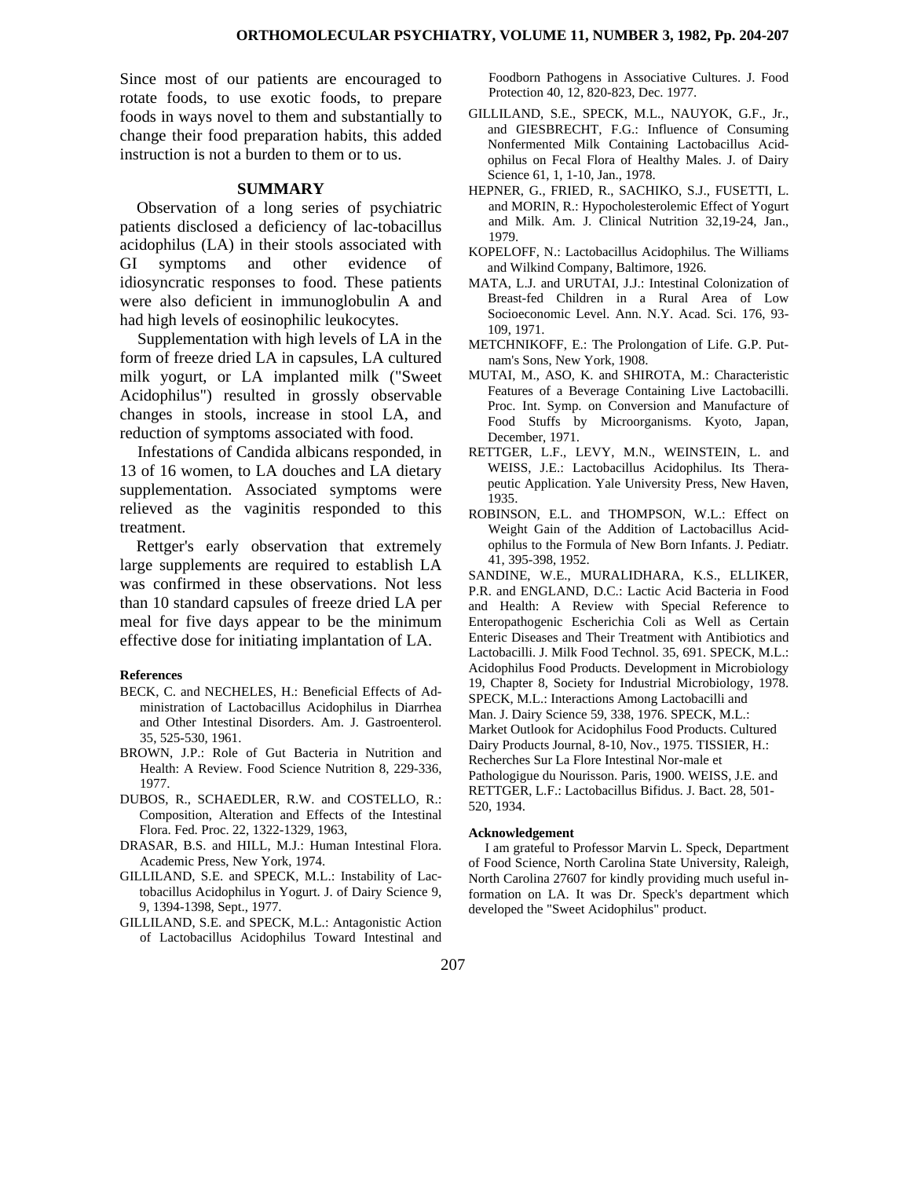Since most of our patients are encouraged to rotate foods, to use exotic foods, to prepare foods in ways novel to them and substantially to change their food preparation habits, this added instruction is not a burden to them or to us.

## SUMMARY

Observation of a long series of psychiatric patients disclosed a deficiency of lac-tobacillus acidophilus (LA) in their stools associated with GI symptoms and other evidence of idiosyncratic responses to food. These patients were also deficient in immunoglobulin A and had high levels of eosinophilic leukocytes.

Supplementation with high levels of LA in the form of freeze dried LA in capsules, LA cultured milk yogurt, or LA implanted milk ("Sweet Acidophilus") resulted in grossly observable changes in stools, increase in stool LA, and reduction of symptoms associated with food.

Infestations of Candida albicans responded, in 13 of 16 women, to LA douches and LA dietary supplementation. Associated symptoms were relieved as the vaginitis responded to this treatment.

Rettger's early observation that extremely large supplements are required to establish LA was confirmed in these observations. Not less than 10 standard capsules of freeze dried LA per meal for five days appear to be the minimum effective dose for initiating implantation of LA.

### References

BECK, C. and NECHELES, H.: Beneficial Effects of Administration of Lactobacillus Acidophilus in Diarrhea and Other Intestinal Disorders. Am. J. Gastroenterol. 35, 525-530, 1961.

BROWN, J.P.: Role of Gut Bacteria in Nutrition and Health: A Review. Food Science Nutrition 8, 229-336, 1977.

DUBOS, R., SCHAEDLER, R.W. and COSTELLO, R.: Composition, Alteration and Effects of the Intestinal Flora. Fed. Proc. 22, 1322-1329, 1963,

DRASAR, B.S. and HILL, M.J.: Human Intestinal Flora. Academic Press, New York, 1974.

GILLILAND, S.E. and SPECK, M.L.: Instability of Lactobacillus Acidophilus in Yogurt. J. of Dairy Science 9, 9, 1394-1398, Sept., 1977.

GILLILAND, S.E. and SPECK, M.L.: Antagonistic Action of Lactobacillus Acidophilus Toward Intestinal and Foodborn Pathogens in Associative Cultures. J. Food Protection 40, 12, 820-823, Dec. 1977.

GILLILAND, S.E., SPECK, M.L., NAUYOK, G.F., Jr., and GIESBRECHT, F.G.: Influence of Consuming Nonfermented Milk Containing Lactobacillus Acidophilus on Fecal Flora of Healthy Males. J. of Dairy Science 61, 1, 1-10, Jan., 1978.

HEPNER, G., FRIED, R., SACHIKO, S.J., FUSETTI, L. and MORIN, R.: Hypocholesterolemic Effect of Yogurt and Milk. Am. J. Clinical Nutrition 32,19-24, Jan., 1979.

KOPELOFF, N.: Lactobacillus Acidophilus. The Williams and Wilkind Company, Baltimore, 1926.

MATA, L.J. and URUTAI, J.J.: Intestinal Colonization of Breast-fed Children in a Rural Area of Low Socioeconomic Level. Ann. N.Y. Acad. Sci. 176, 93-109, 1971.

METCHNIKOFF, E.: The Prolongation of Life. G.P. Putnam's Sons, New York, 1908.

MUTAI, M., ASO, K. and SHIROTA, M.: Characteristic Features of a Beverage Containing Live Lactobacilli. Proc. Int. Symp. on Conversion and Manufacture of Food Stuffs by Microorganisms. Kyoto, Japan, December, 1971.

RETTGER, L.F., LEVY, M.N., WEINSTEIN, L. and WEISS, J.E.: Lactobacillus Acidophilus. Its Therapeutic Application. Yale University Press, New Haven, 1935.

ROBINSON, E.L. and THOMPSON, W.L.: Effect on Weight Gain of the Addition of Lactobacillus Acidophilus to the Formula of New Born Infants. J. Pediatr. 41, 395-398, 1952.

SANDINE, W.E., MURALIDHARA, K.S., ELLIKER, P.R. and ENGLAND, D.C.: Lactic Acid Bacteria in Food and Health: A Review with Special Reference to Enteropathogenic Escherichia Coli as Well as Certain Enteric Diseases and Their Treatment with Antibiotics and Lactobacilli. J. Milk Food Technol. 35, 691. SPECK, M.L.: Acidophilus Food Products. Development in Microbiology 19, Chapter 8, Society for Industrial Microbiology, 1978. SPECK, M.L.: Interactions Among Lactobacilli and Man. J. Dairy Science 59, 338, 1976. SPECK, M.L.: Market Outlook for Acidophilus Food Products. Cultured Dairy Products Journal, 8-10, Nov., 1975. TISSIER, H.: Recherches Sur La Flore Intestinal Nor-male et Pathologigue du Nourisson. Paris, 1900. WEISS, J.E. and RETTGER, L.F.: Lactobacillus Bifidus. J. Bact. 28, 501-520, 1934.

### Acknowledgement

I am grateful to Professor Marvin L. Speck, Department of Food Science, North Carolina State University, Raleigh, North Carolina 27607 for kindly providing much useful information on LA. It was Dr. Speck's department which developed the "Sweet Acidophilus" product.